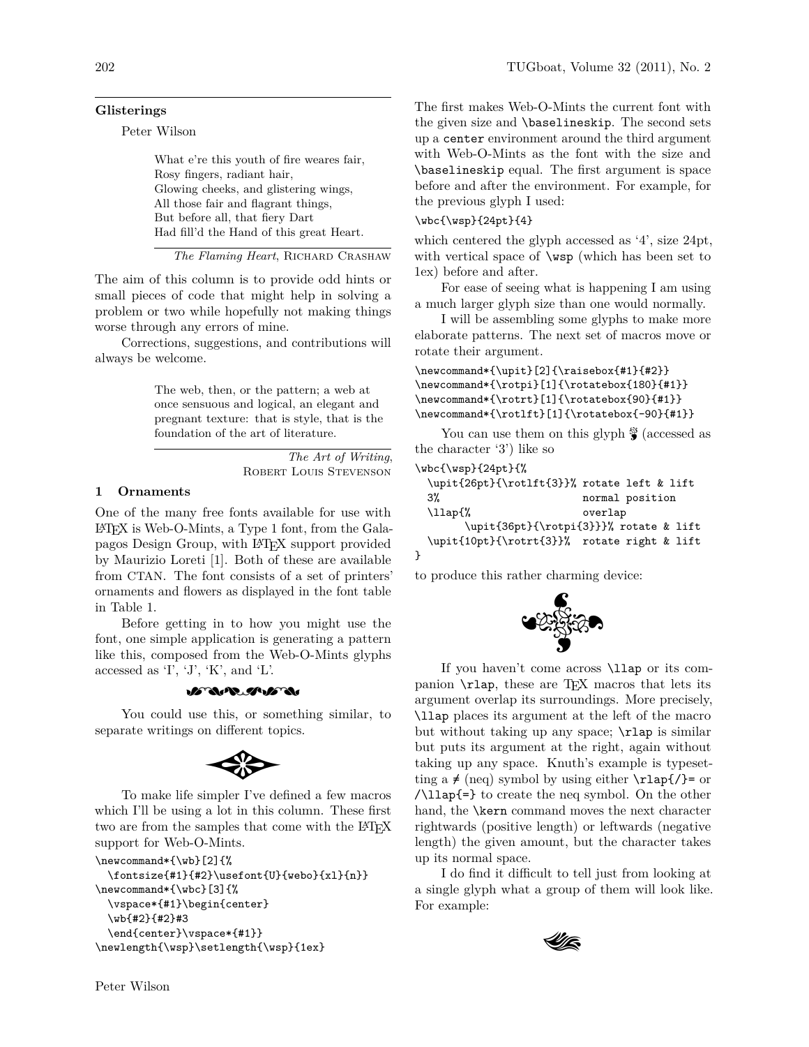## Glisterings

Peter Wilson

> What e're this youth of fire weares fair,
> Rosy fingers, radiant hair,
> Glowing cheeks, and glistering wings,
> All those fair and flagrant things,
> But before all, that fiery Dart
> Had fill'd the Hand of this great Heart.
>
> *The Flaming Heart*, RICHARD CRASHAW

The aim of this column is to provide odd hints or small pieces of code that might help in solving a problem or two while hopefully not making things worse through any errors of mine.

Corrections, suggestions, and contributions will always be welcome.

> The web, then, or the pattern; a web at once sensuous and logical, an elegant and pregnant texture: that is style, that is the foundation of the art of literature.
>
> *The Art of Writing*, ROBERT LOUIS STEVENSON

### 1 Ornaments

One of the many free fonts available for use with LaTeX is Web-O-Mints, a Type 1 font, from the Galapagos Design Group, with LaTeX support provided by Maurizio Loreti [1]. Both of these are available from CTAN. The font consists of a set of printers' ornaments and flowers as displayed in the font table in Table 1.

Before getting in to how you might use the font, one simple application is generating a pattern like this, composed from the Web-O-Mints glyphs accessed as 'I', 'J', 'K', and 'L'.

You could use this, or something similar, to separate writings on different topics.

To make life simpler I've defined a few macros which I'll be using a lot in this column. These first two are from the samples that come with the LaTeX support for Web-O-Mints.

```
\newcommand*{\wb}[2]{%
  \fontsize{#1}{#2}\usefont{U}{webo}{xl}{n}}
\newcommand*{\wbc}[3]{%
  \vspace*{#1}\begin{center}
  \wb{#2}{#2}#3
  \end{center}\vspace*{#1}}
\newlength{\wsp}\setlength{\wsp}{1ex}
```

The first makes Web-O-Mints the current font with the given size and `\baselineskip`. The second sets up a `center` environment around the third argument with Web-O-Mints as the font with the size and `\baselineskip` equal. The first argument is space before and after the environment. For example, for the previous glyph I used:

```
\wbc{\wsp}{24pt}{4}
```

which centered the glyph accessed as '4', size 24pt, with vertical space of `\wsp` (which has been set to 1ex) before and after.

For ease of seeing what is happening I am using a much larger glyph size than one would normally.

I will be assembling some glyphs to make more elaborate patterns. The next set of macros move or rotate their argument.

```
\newcommand*{\upit}[2]{\raisebox{#1}{#2}}
\newcommand*{\rotpi}[1]{\rotatebox{180}{#1}}
\newcommand*{\rotrt}[1]{\rotatebox{90}{#1}}
\newcommand*{\rotlft}[1]{\rotatebox{-90}{#1}}
```

You can use them on this glyph (accessed as the character '3') like so

```
\wbc{\wsp}{24pt}{%
  \upit{26pt}{\rotlft{3}}% rotate left & lift
  3%                        normal position
  \llap{%                   overlap
       \upit{36pt}{\rotpi{3}}}% rotate & lift
  \upit{10pt}{\rotrt{3}}%  rotate right & lift
}
```

to produce this rather charming device:

If you haven't come across `\llap` or its companion `\rlap`, these are TeX macros that lets its argument overlap its surroundings. More precisely, `\llap` places its argument at the left of the macro but without taking up any space; `\rlap` is similar but puts its argument at the right, again without taking up any space. Knuth's example is typesetting a ≠ (neq) symbol by using either `\rlap{/}=` or `/\llap{=}` to create the neq symbol. On the other hand, the `\kern` command moves the next character rightwards (positive length) or leftwards (negative length) the given amount, but the character takes up its normal space.

I do find it difficult to tell just from looking at a single glyph what a group of them will look like. For example: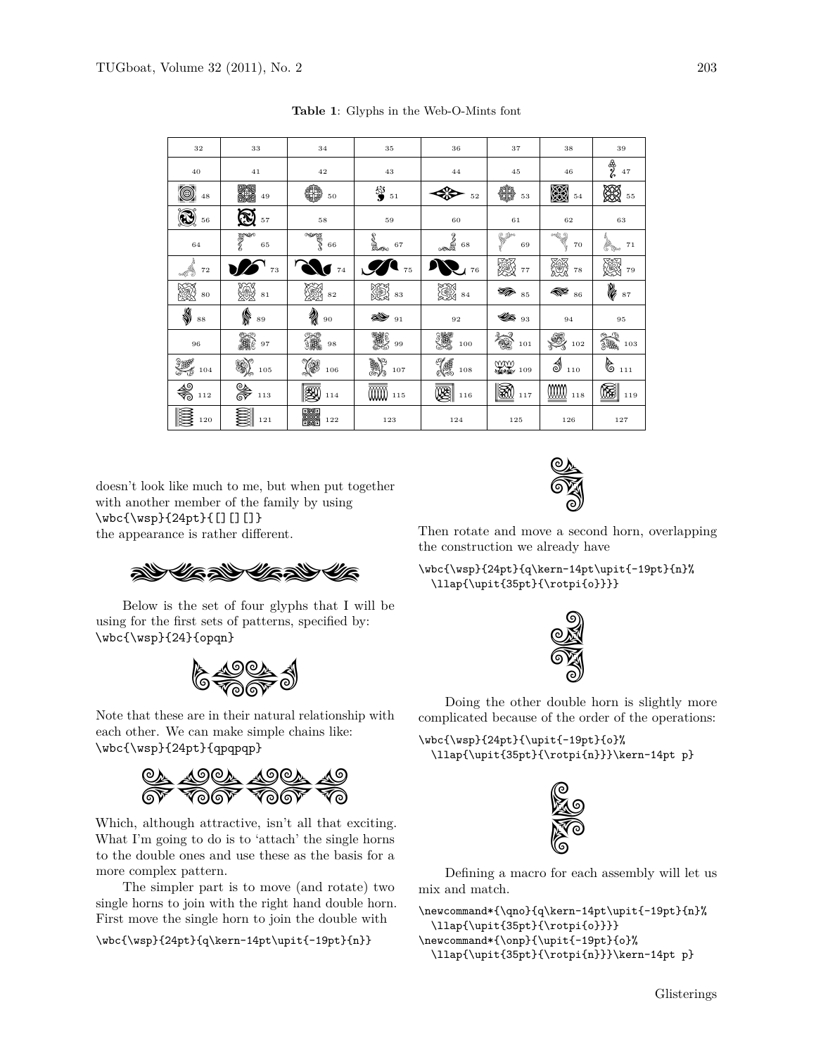**Table 1**: Glyphs in the Web-O-Mints font

| | | | | | | | |
|---|---|---|---|---|---|---|---|
| 32 | 33 | 34 | 35 | 36 | 37 | 38 | 39 |
| 40 | 41 | 42 | 43 | 44 | 45 | 46 | 47 |
| 48 | 49 | 50 | 51 | 52 | 53 | 54 | 55 |
| 56 | 57 | 58 | 59 | 60 | 61 | 62 | 63 |
| 64 | 65 | 66 | 67 | 68 | 69 | 70 | 71 |
| 72 | 73 | 74 | 75 | 76 | 77 | 78 | 79 |
| 80 | 81 | 82 | 83 | 84 | 85 | 86 | 87 |
| 88 | 89 | 90 | 91 | 92 | 93 | 94 | 95 |
| 96 | 97 | 98 | 99 | 100 | 101 | 102 | 103 |
| 104 | 105 | 106 | 107 | 108 | 109 | 110 | 111 |
| 112 | 113 | 114 | 115 | 116 | 117 | 118 | 119 |
| 120 | 121 | 122 | 123 | 124 | 125 | 126 | 127 |

doesn't look like much to me, but when put together with another member of the family by using `\wbc{\wsp}{24pt}{[][][]}` the appearance is rather different.

Below is the set of four glyphs that I will be using for the first sets of patterns, specified by: `\wbc{\wsp}{24}{opqn}`

Note that these are in their natural relationship with each other. We can make simple chains like: `\wbc{\wsp}{24pt}{qpqpqp}`

Which, although attractive, isn't all that exciting. What I'm going to do is to 'attach' the single horns to the double ones and use these as the basis for a more complex pattern.

The simpler part is to move (and rotate) two single horns to join with the right hand double horn. First move the single horn to join the double with

```
\wbc{\wsp}{24pt}{q\kern-14pt\upit{-19pt}{n}}
```

Then rotate and move a second horn, overlapping the construction we already have

```
\wbc{\wsp}{24pt}{q\kern-14pt\upit{-19pt}{n}%
  \llap{\upit{35pt}{\rotpi{o}}}}
```

Doing the other double horn is slightly more complicated because of the order of the operations:

```
\wbc{\wsp}{24pt}{\upit{-19pt}{o}%
  \llap{\upit{35pt}{\rotpi{n}}}\kern-14pt p}
```

Defining a macro for each assembly will let us mix and match.

```
\newcommand*{\qno}{q\kern-14pt\upit{-19pt}{n}%
  \llap{\upit{35pt}{\rotpi{o}}}}
\newcommand*{\onp}{\upit{-19pt}{o}%
  \llap{\upit{35pt}{\rotpi{n}}}\kern-14pt p}
```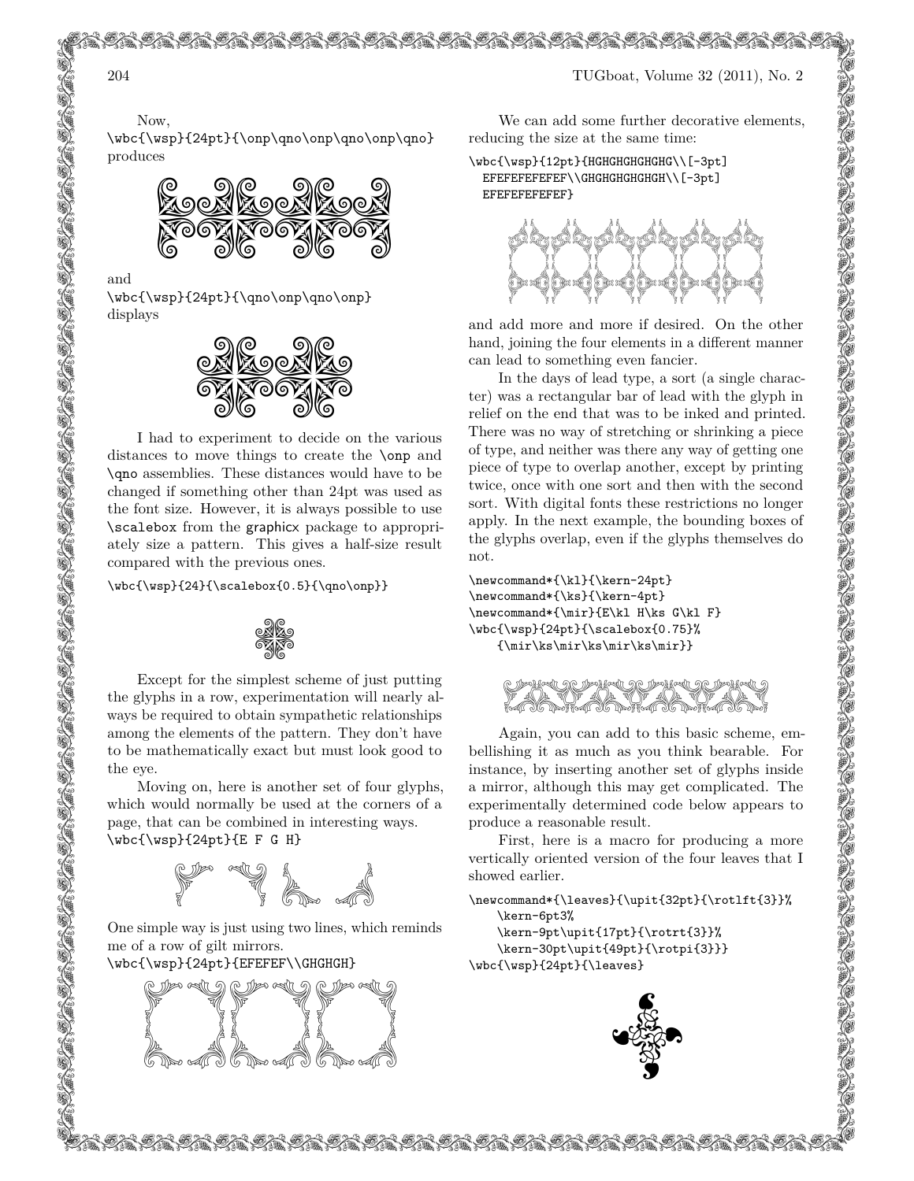Now,
`\wbc{\wsp}{24pt}{\onp\qno\onp\qno\onp\qno}`
produces

and
`\wbc{\wsp}{24pt}{\qno\onp\qno\onp}`
displays

I had to experiment to decide on the various distances to move things to create the `\onp` and `\qno` assemblies. These distances would have to be changed if something other than 24pt was used as the font size. However, it is always possible to use `\scalebox` from the graphicx package to appropriately size a pattern. This gives a half-size result compared with the previous ones.

```
\wbc{\wsp}{24}{\scalebox{0.5}{\qno\onp}}
```

Except for the simplest scheme of just putting the glyphs in a row, experimentation will nearly always be required to obtain sympathetic relationships among the elements of the pattern. They don't have to be mathematically exact but must look good to the eye.

Moving on, here is another set of four glyphs, which would normally be used at the corners of a page, that can be combined in interesting ways.
`\wbc{\wsp}{24pt}{E F G H}`

One simple way is just using two lines, which reminds me of a row of gilt mirrors.
`\wbc{\wsp}{24pt}{EFEFEF\\GHGHGH}`

We can add some further decorative elements, reducing the size at the same time:

```
\wbc{\wsp}{12pt}{HGHGHGHGHGHG\\[-3pt]
  EFEFEFEFEFEF\\GHGHGHGHGHGH\\[-3pt]
  EFEFEFEFEFEF}
```

and add more and more if desired. On the other hand, joining the four elements in a different manner can lead to something even fancier.

In the days of lead type, a sort (a single character) was a rectangular bar of lead with the glyph in relief on the end that was to be inked and printed. There was no way of stretching or shrinking a piece of type, and neither was there any way of getting one piece of type to overlap another, except by printing twice, once with one sort and then with the second sort. With digital fonts these restrictions no longer apply. In the next example, the bounding boxes of the glyphs overlap, even if the glyphs themselves do not.

```
\newcommand*{\kl}{\kern-24pt}
\newcommand*{\ks}{\kern-4pt}
\newcommand*{\mir}{E\kl H\ks G\kl F}
\wbc{\wsp}{24pt}{\scalebox{0.75}%
    {\mir\ks\mir\ks\mir\ks\mir}}
```

Again, you can add to this basic scheme, embellishing it as much as you think bearable. For instance, by inserting another set of glyphs inside a mirror, although this may get complicated. The experimentally determined code below appears to produce a reasonable result.

First, here is a macro for producing a more vertically oriented version of the four leaves that I showed earlier.

```
\newcommand*{\leaves}{\upit{32pt}{\rotlft{3}}%
    \kern-6pt3%
    \kern-9pt\upit{17pt}{\rotrt{3}}%
    \kern-30pt\upit{49pt}{\rotpi{3}}}
\wbc{\wsp}{24pt}{\leaves}
```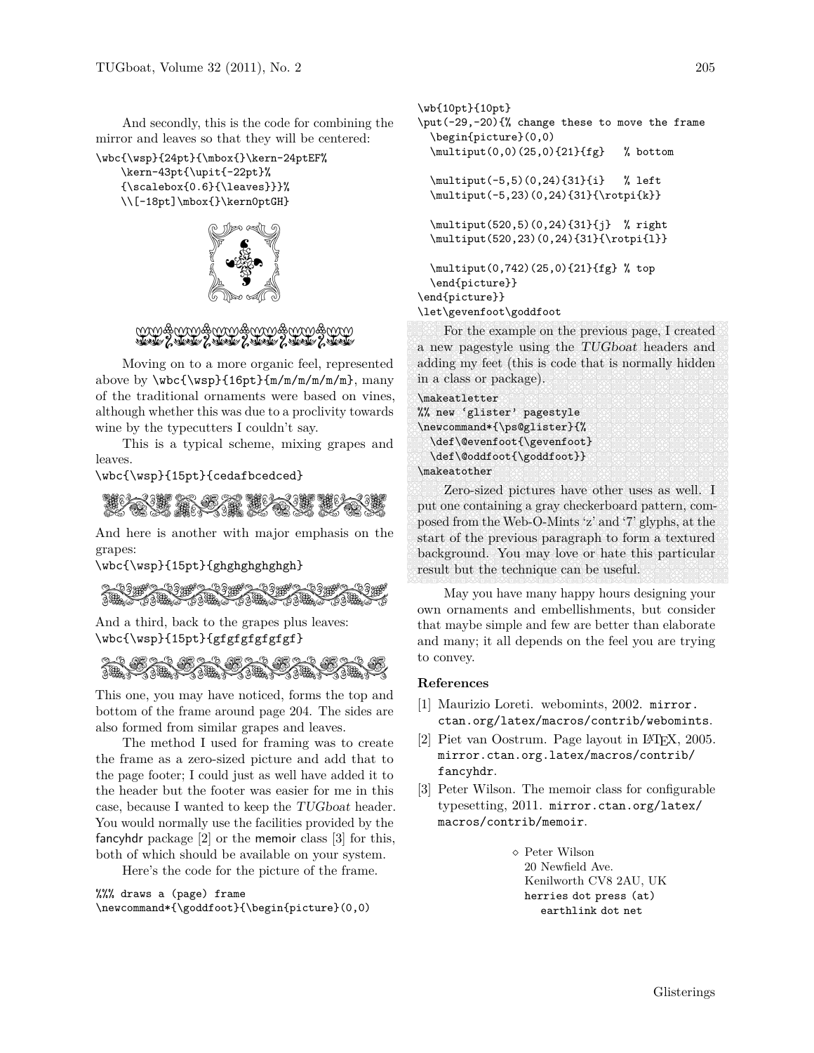And secondly, this is the code for combining the mirror and leaves so that they will be centered:

```
\wbc{\wsp}{24pt}{\mbox{}\kern-24ptEF%
    \kern-43pt{\upit{-22pt}%
    {\scalebox{0.6}{\leaves}}}%
    \\[-18pt]\mbox{}\kern0ptGH}
```

Moving on to a more organic feel, represented above by `\wbc{\wsp}{16pt}{m/m/m/m/m/m}`, many of the traditional ornaments were based on vines, although whether this was due to a proclivity towards wine by the typecutters I couldn't say.

This is a typical scheme, mixing grapes and leaves.

`\wbc{\wsp}{15pt}{cedafbcedced}`

And here is another with major emphasis on the grapes:

`\wbc{\wsp}{15pt}{ghghghghghgh}`

And a third, back to the grapes plus leaves:

`\wbc{\wsp}{15pt}{gfgfgfgfgfgf}`

This one, you may have noticed, forms the top and bottom of the frame around page 204. The sides are also formed from similar grapes and leaves.

The method I used for framing was to create the frame as a zero-sized picture and add that to the page footer; I could just as well have added it to the header but the footer was easier for me in this case, because I wanted to keep the *TUGboat* header. You would normally use the facilities provided by the fancyhdr package [2] or the memoir class [3] for this, both of which should be available on your system.

Here's the code for the picture of the frame.

```
%%% draws a (page) frame
\newcommand*{\goddfoot}{\begin{picture}(0,0)
\wb{10pt}{10pt}
\put(-29,-20){% change these to move the frame
  \begin{picture}(0,0)
  \multiput(0,0)(25,0){21}{fg}   % bottom

  \multiput(-5,5)(0,24){31}{i}   % left
  \multiput(-5,23)(0,24){31}{\rotpi{k}}

  \multiput(520,5)(0,24){31}{j}  % right
  \multiput(520,23)(0,24){31}{\rotpi{l}}

  \multiput(0,742)(25,0){21}{fg} % top
  \end{picture}}
\end{picture}}
\let\gevenfoot\goddfoot
```

For the example on the previous page, I created a new pagestyle using the *TUGboat* headers and adding my feet (this is code that is normally hidden in a class or package).

```
\makeatletter
%% new 'glister' pagestyle
\newcommand*{\ps@glister}{%
  \def\@evenfoot{\gevenfoot}
  \def\@oddfoot{\goddfoot}}
\makeatother
```

Zero-sized pictures have other uses as well. I put one containing a gray checkerboard pattern, composed from the Web-O-Mints 'z' and '7' glyphs, at the start of the previous paragraph to form a textured background. You may love or hate this particular result but the technique can be useful.

May you have many happy hours designing your own ornaments and embellishments, but consider that maybe simple and few are better than elaborate and many; it all depends on the feel you are trying to convey.

## References

[1] Maurizio Loreti. webomints, 2002. `mirror.ctan.org/latex/macros/contrib/webomints`.

[2] Piet van Oostrum. Page layout in LaTeX, 2005. `mirror.ctan.org.latex/macros/contrib/fancyhdr`.

[3] Peter Wilson. The memoir class for configurable typesetting, 2011. `mirror.ctan.org/latex/macros/contrib/memoir`.

◇ Peter Wilson
20 Newfield Ave.
Kenilworth CV8 2AU, UK
herries dot press (at) earthlink dot net